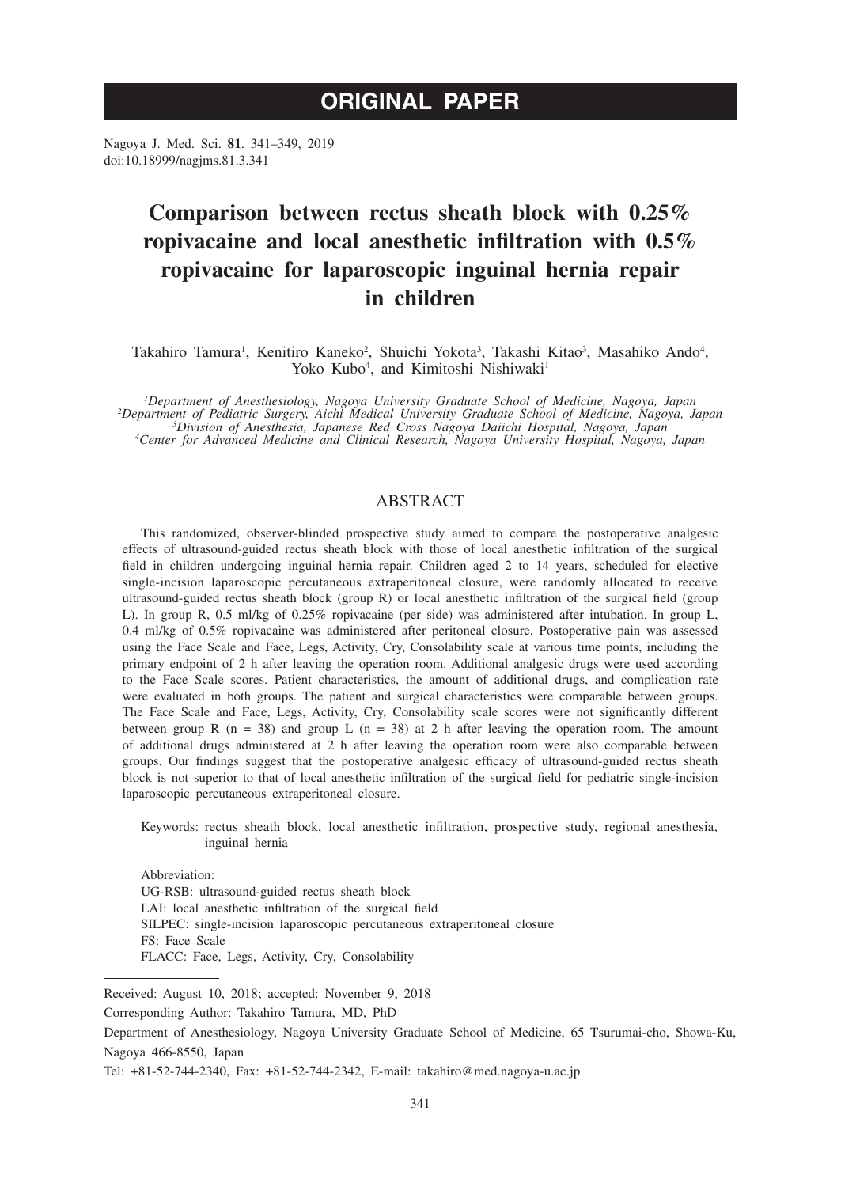ORIGINAL PAPER

# Comparison between rectus sheath block with 0.25% ropivacaine and local anesthetic infiltration with 0.5% ropivacaine for laparoscopic inguinal hernia repair in children

Takahiro Tamura[1], Kenitiro Kaneko[2], Shuichi Yokota[3], Takashi Kitao[3], Masahiko Ando[4], Yoko Kubo[4], and Kimitoshi Nishiwaki[1]

*[1]Department of Anesthesiology, Nagoya University Graduate School of Medicine, Nagoya, Japan*
*[2]Department of Pediatric Surgery, Aichi Medical University Graduate School of Medicine, Nagoya, Japan*
*[3]Division of Anesthesia, Japanese Red Cross Nagoya Daiichi Hospital, Nagoya, Japan*
*[4]Center for Advanced Medicine and Clinical Research, Nagoya University Hospital, Nagoya, Japan*

## ABSTRACT

This randomized, observer-blinded prospective study aimed to compare the postoperative analgesic effects of ultrasound-guided rectus sheath block with those of local anesthetic infiltration of the surgical field in children undergoing inguinal hernia repair. Children aged 2 to 14 years, scheduled for elective single-incision laparoscopic percutaneous extraperitoneal closure, were randomly allocated to receive ultrasound-guided rectus sheath block (group R) or local anesthetic infiltration of the surgical field (group L). In group R, 0.5 ml/kg of 0.25% ropivacaine (per side) was administered after intubation. In group L, 0.4 ml/kg of 0.5% ropivacaine was administered after peritoneal closure. Postoperative pain was assessed using the Face Scale and Face, Legs, Activity, Cry, Consolability scale at various time points, including the primary endpoint of 2 h after leaving the operation room. Additional analgesic drugs were used according to the Face Scale scores. Patient characteristics, the amount of additional drugs, and complication rate were evaluated in both groups. The patient and surgical characteristics were comparable between groups. The Face Scale and Face, Legs, Activity, Cry, Consolability scale scores were not significantly different between group R (n = 38) and group L (n = 38) at 2 h after leaving the operation room. The amount of additional drugs administered at 2 h after leaving the operation room were also comparable between groups. Our findings suggest that the postoperative analgesic efficacy of ultrasound-guided rectus sheath block is not superior to that of local anesthetic infiltration of the surgical field for pediatric single-incision laparoscopic percutaneous extraperitoneal closure.

Keywords: rectus sheath block, local anesthetic infiltration, prospective study, regional anesthesia, inguinal hernia

Abbreviation:
UG-RSB: ultrasound-guided rectus sheath block
LAI: local anesthetic infiltration of the surgical field
SILPEC: single-incision laparoscopic percutaneous extraperitoneal closure
FS: Face Scale
FLACC: Face, Legs, Activity, Cry, Consolability

---

Received: August 10, 2018; accepted: November 9, 2018

Corresponding Author: Takahiro Tamura, MD, PhD

Department of Anesthesiology, Nagoya University Graduate School of Medicine, 65 Tsurumai-cho, Showa-Ku, Nagoya 466-8550, Japan

Tel: +81-52-744-2340, Fax: +81-52-744-2342, E-mail: takahiro@med.nagoya-u.ac.jp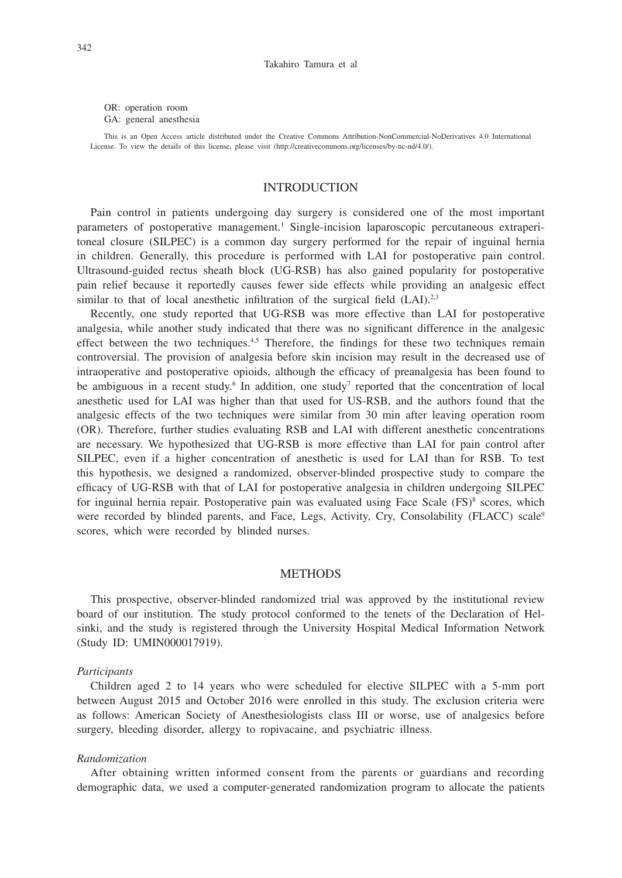OR: operation room
GA: general anesthesia

This is an Open Access article distributed under the Creative Commons Attribution-NonCommercial-NoDerivatives 4.0 International License. To view the details of this license, please visit (http://creativecommons.org/licenses/by-nc-nd/4.0/).

## INTRODUCTION

Pain control in patients undergoing day surgery is considered one of the most important parameters of postoperative management.[1] Single-incision laparoscopic percutaneous extraperitoneal closure (SILPEC) is a common day surgery performed for the repair of inguinal hernia in children. Generally, this procedure is performed with LAI for postoperative pain control. Ultrasound-guided rectus sheath block (UG-RSB) has also gained popularity for postoperative pain relief because it reportedly causes fewer side effects while providing an analgesic effect similar to that of local anesthetic infiltration of the surgical field (LAI).[2,3]

Recently, one study reported that UG-RSB was more effective than LAI for postoperative analgesia, while another study indicated that there was no significant difference in the analgesic effect between the two techniques.[4,5] Therefore, the findings for these two techniques remain controversial. The provision of analgesia before skin incision may result in the decreased use of intraoperative and postoperative opioids, although the efficacy of preanalgesia has been found to be ambiguous in a recent study.[6] In addition, one study[7] reported that the concentration of local anesthetic used for LAI was higher than that used for US-RSB, and the authors found that the analgesic effects of the two techniques were similar from 30 min after leaving operation room (OR). Therefore, further studies evaluating RSB and LAI with different anesthetic concentrations are necessary. We hypothesized that UG-RSB is more effective than LAI for pain control after SILPEC, even if a higher concentration of anesthetic is used for LAI than for RSB. To test this hypothesis, we designed a randomized, observer-blinded prospective study to compare the efficacy of UG-RSB with that of LAI for postoperative analgesia in children undergoing SILPEC for inguinal hernia repair. Postoperative pain was evaluated using Face Scale (FS)[8] scores, which were recorded by blinded parents, and Face, Legs, Activity, Cry, Consolability (FLACC) scale[9] scores, which were recorded by blinded nurses.

## METHODS

This prospective, observer-blinded randomized trial was approved by the institutional review board of our institution. The study protocol conformed to the tenets of the Declaration of Helsinki, and the study is registered through the University Hospital Medical Information Network (Study ID: UMIN000017919).

### *Participants*

Children aged 2 to 14 years who were scheduled for elective SILPEC with a 5-mm port between August 2015 and October 2016 were enrolled in this study. The exclusion criteria were as follows: American Society of Anesthesiologists class III or worse, use of analgesics before surgery, bleeding disorder, allergy to ropivacaine, and psychiatric illness.

### *Randomization*

After obtaining written informed consent from the parents or guardians and recording demographic data, we used a computer-generated randomization program to allocate the patients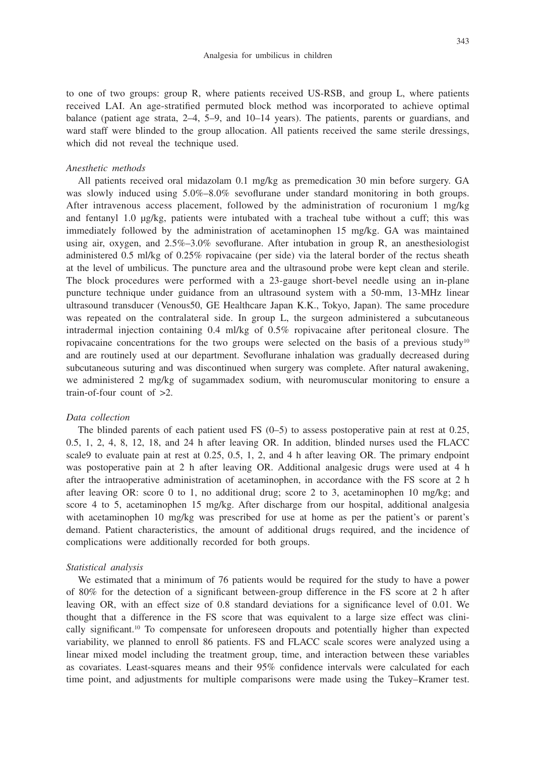to one of two groups: group R, where patients received US-RSB, and group L, where patients received LAI. An age-stratified permuted block method was incorporated to achieve optimal balance (patient age strata, 2–4, 5–9, and 10–14 years). The patients, parents or guardians, and ward staff were blinded to the group allocation. All patients received the same sterile dressings, which did not reveal the technique used.

### *Anesthetic methods*

All patients received oral midazolam 0.1 mg/kg as premedication 30 min before surgery. GA was slowly induced using 5.0%–8.0% sevoflurane under standard monitoring in both groups. After intravenous access placement, followed by the administration of rocuronium 1 mg/kg and fentanyl 1.0 μg/kg, patients were intubated with a tracheal tube without a cuff; this was immediately followed by the administration of acetaminophen 15 mg/kg. GA was maintained using air, oxygen, and 2.5%–3.0% sevoflurane. After intubation in group R, an anesthesiologist administered 0.5 ml/kg of 0.25% ropivacaine (per side) via the lateral border of the rectus sheath at the level of umbilicus. The puncture area and the ultrasound probe were kept clean and sterile. The block procedures were performed with a 23-gauge short-bevel needle using an in-plane puncture technique under guidance from an ultrasound system with a 50-mm, 13-MHz linear ultrasound transducer (Venous50, GE Healthcare Japan K.K., Tokyo, Japan). The same procedure was repeated on the contralateral side. In group L, the surgeon administered a subcutaneous intradermal injection containing 0.4 ml/kg of 0.5% ropivacaine after peritoneal closure. The ropivacaine concentrations for the two groups were selected on the basis of a previous study[10] and are routinely used at our department. Sevoflurane inhalation was gradually decreased during subcutaneous suturing and was discontinued when surgery was complete. After natural awakening, we administered 2 mg/kg of sugammadex sodium, with neuromuscular monitoring to ensure a train-of-four count of >2.

### *Data collection*

The blinded parents of each patient used FS (0–5) to assess postoperative pain at rest at 0.25, 0.5, 1, 2, 4, 8, 12, 18, and 24 h after leaving OR. In addition, blinded nurses used the FLACC scale9 to evaluate pain at rest at 0.25, 0.5, 1, 2, and 4 h after leaving OR. The primary endpoint was postoperative pain at 2 h after leaving OR. Additional analgesic drugs were used at 4 h after the intraoperative administration of acetaminophen, in accordance with the FS score at 2 h after leaving OR: score 0 to 1, no additional drug; score 2 to 3, acetaminophen 10 mg/kg; and score 4 to 5, acetaminophen 15 mg/kg. After discharge from our hospital, additional analgesia with acetaminophen 10 mg/kg was prescribed for use at home as per the patient's or parent's demand. Patient characteristics, the amount of additional drugs required, and the incidence of complications were additionally recorded for both groups.

### *Statistical analysis*

We estimated that a minimum of 76 patients would be required for the study to have a power of 80% for the detection of a significant between-group difference in the FS score at 2 h after leaving OR, with an effect size of 0.8 standard deviations for a significance level of 0.01. We thought that a difference in the FS score that was equivalent to a large size effect was clinically significant.[10] To compensate for unforeseen dropouts and potentially higher than expected variability, we planned to enroll 86 patients. FS and FLACC scale scores were analyzed using a linear mixed model including the treatment group, time, and interaction between these variables as covariates. Least-squares means and their 95% confidence intervals were calculated for each time point, and adjustments for multiple comparisons were made using the Tukey–Kramer test.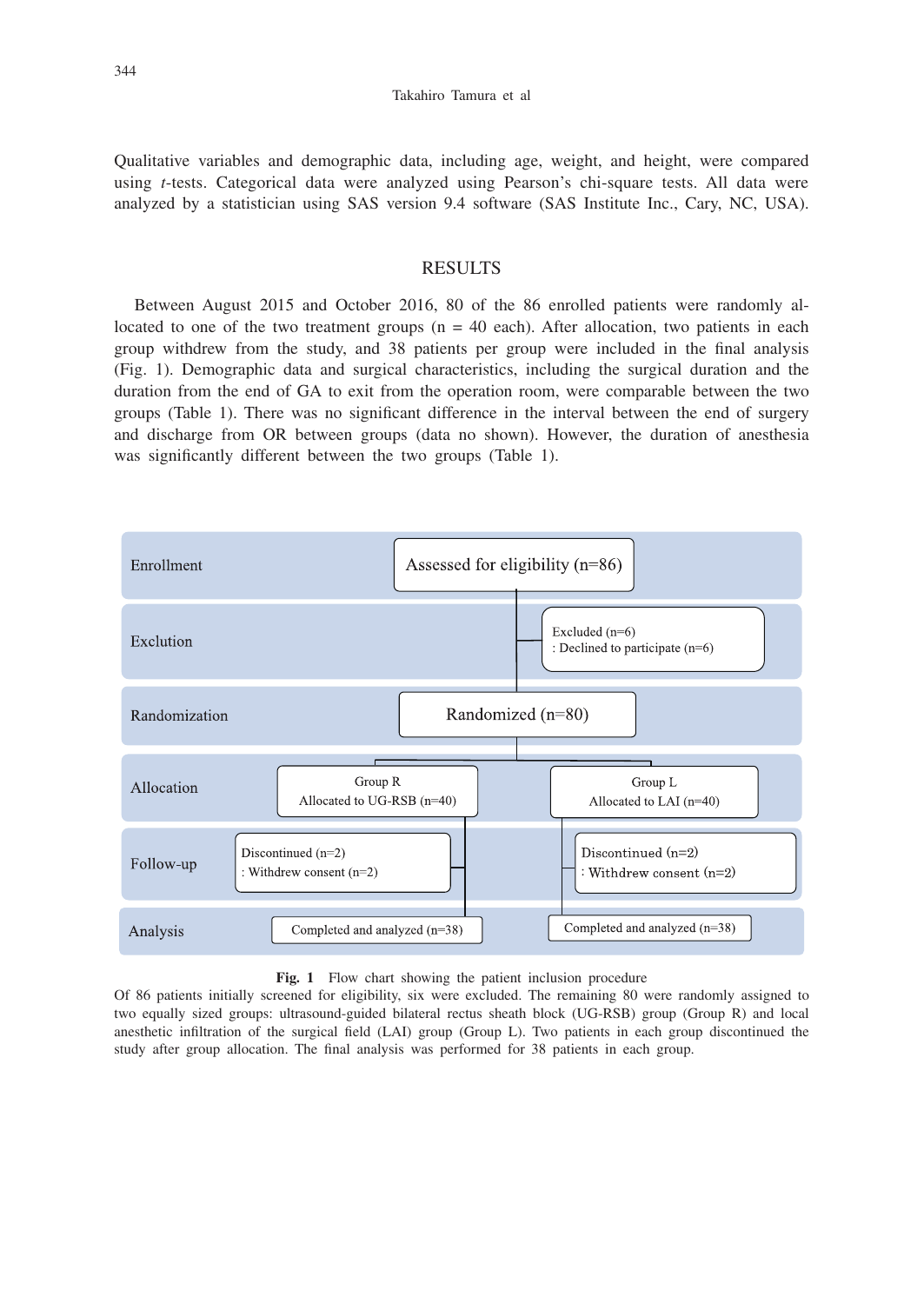Qualitative variables and demographic data, including age, weight, and height, were compared using *t*-tests. Categorical data were analyzed using Pearson's chi-square tests. All data were analyzed by a statistician using SAS version 9.4 software (SAS Institute Inc., Cary, NC, USA).

## RESULTS

Between August 2015 and October 2016, 80 of the 86 enrolled patients were randomly allocated to one of the two treatment groups (n = 40 each). After allocation, two patients in each group withdrew from the study, and 38 patients per group were included in the final analysis (Fig. 1). Demographic data and surgical characteristics, including the surgical duration and the duration from the end of GA to exit from the operation room, were comparable between the two groups (Table 1). There was no significant difference in the interval between the end of surgery and discharge from OR between groups (data no shown). However, the duration of anesthesia was significantly different between the two groups (Table 1).

| Stage | Group R | Group L |
|---|---|---|
| Enrollment | Assessed for eligibility (n=86) | |
| Exclution | Excluded (n=6) : Declined to participate (n=6) | |
| Randomization | Randomized (n=80) | |
| Allocation | Group R Allocated to UG-RSB (n=40) | Group L Allocated to LAI (n=40) |
| Follow-up | Discontinued (n=2) : Withdrew consent (n=2) | Discontinued (n=2) : Withdrew consent (n=2) |
| Analysis | Completed and analyzed (n=38) | Completed and analyzed (n=38) |

**Fig. 1** Flow chart showing the patient inclusion procedure
Of 86 patients initially screened for eligibility, six were excluded. The remaining 80 were randomly assigned to two equally sized groups: ultrasound-guided bilateral rectus sheath block (UG-RSB) group (Group R) and local anesthetic infiltration of the surgical field (LAI) group (Group L). Two patients in each group discontinued the study after group allocation. The final analysis was performed for 38 patients in each group.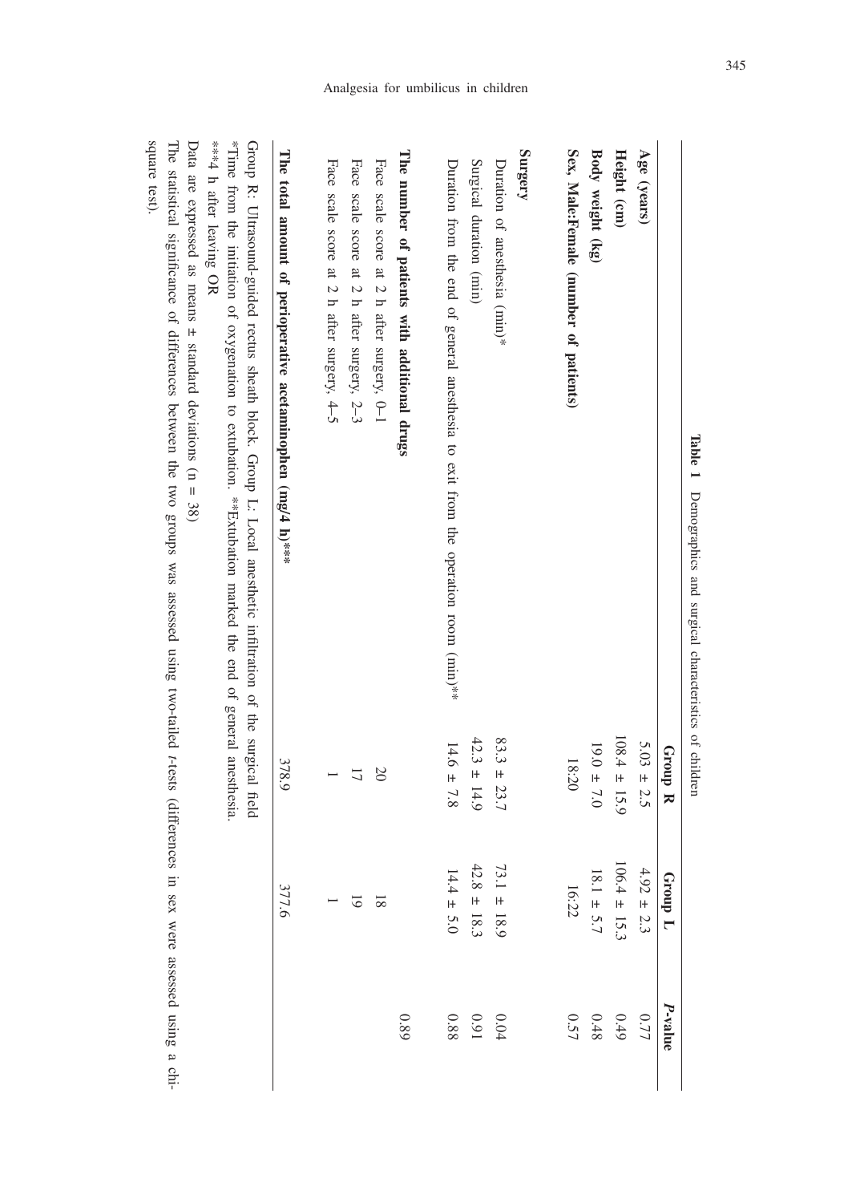**Table 1** Demographics and surgical characteristics of children

| | Group R | Group L | *P*-value |
|---|---|---|---|
| **Age (years)** | 5.03 ± 2.5 | 4.92 ± 2.3 | 0.77 |
| **Height (cm)** | 108.4 ± 15.9 | 106.4 ± 15.3 | 0.49 |
| **Body weight (kg)** | 19.0 ± 7.0 | 18.1 ± 5.7 | 0.48 |
| **Sex, Male:Female (number of patients)** | 18:20 | 16:22 | 0.57 |
| **Surgery** | | | |
| Duration of anesthesia (min)* | 83.3 ± 23.7 | 73.1 ± 18.9 | 0.04 |
| Surgical duration (min) | 42.3 ± 14.9 | 42.8 ± 18.3 | 0.91 |
| Duration from the end of general anesthesia to exit from the operation room (min)** | 14.6 ± 7.8 | 14.4 ± 5.0 | 0.88 |
| **The number of patients with additional drugs** | | | 0.89 |
| Face scale score at 2 h after surgery, 0–1 | 20 | 18 | |
| Face scale score at 2 h after surgery, 2–3 | 17 | 19 | |
| Face scale score at 2 h after surgery, 4–5 | 1 | 1 | |
| **The total amount of perioperative acetaminophen (mg/4 h)***** | 378.9 | 377.6 | |

Group R: Ultrasound-guided rectus sheath block. Group L: Local anesthetic infiltration of the surgical field
*Time from the initiation of oxygenation to extubation. **Extubation marked the end of general anesthesia.
***4 h after leaving OR
Data are expressed as means ± standard deviations (n = 38)
The statistical significance of differences between the two groups was assessed using two-tailed *t*-tests (differences in sex were assessed using a chi-square test).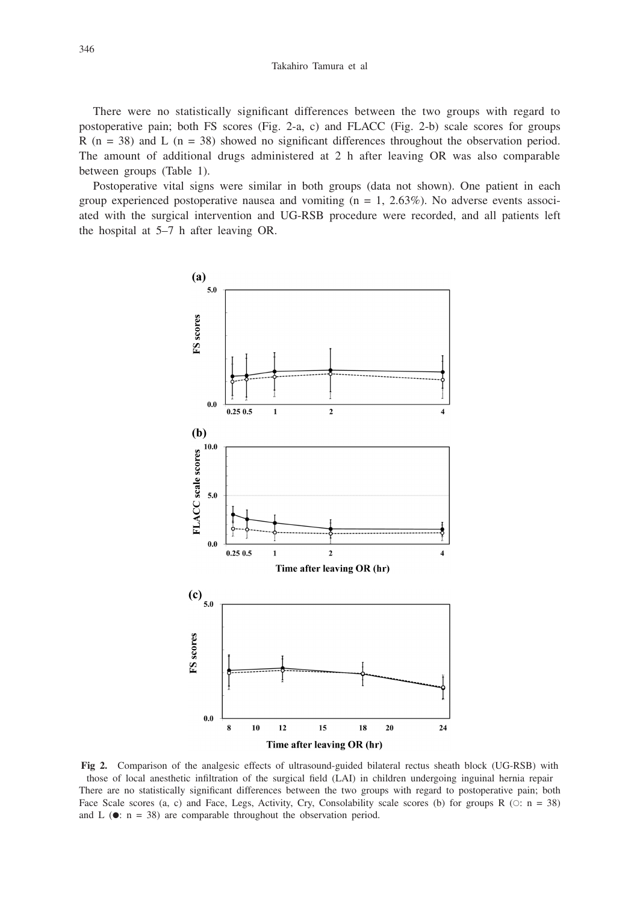There were no statistically significant differences between the two groups with regard to postoperative pain; both FS scores (Fig. 2-a, c) and FLACC (Fig. 2-b) scale scores for groups R (n = 38) and L (n = 38) showed no significant differences throughout the observation period. The amount of additional drugs administered at 2 h after leaving OR was also comparable between groups (Table 1).

Postoperative vital signs were similar in both groups (data not shown). One patient in each group experienced postoperative nausea and vomiting (n = 1, 2.63%). No adverse events associated with the surgical intervention and UG-RSB procedure were recorded, and all patients left the hospital at 5–7 h after leaving OR.

**Fig 2.** Comparison of the analgesic effects of ultrasound-guided bilateral rectus sheath block (UG-RSB) with those of local anesthetic infiltration of the surgical field (LAI) in children undergoing inguinal hernia repair
There are no statistically significant differences between the two groups with regard to postoperative pain; both Face Scale scores (a, c) and Face, Legs, Activity, Cry, Consolability scale scores (b) for groups R (○: n = 38) and L (●: n = 38) are comparable throughout the observation period.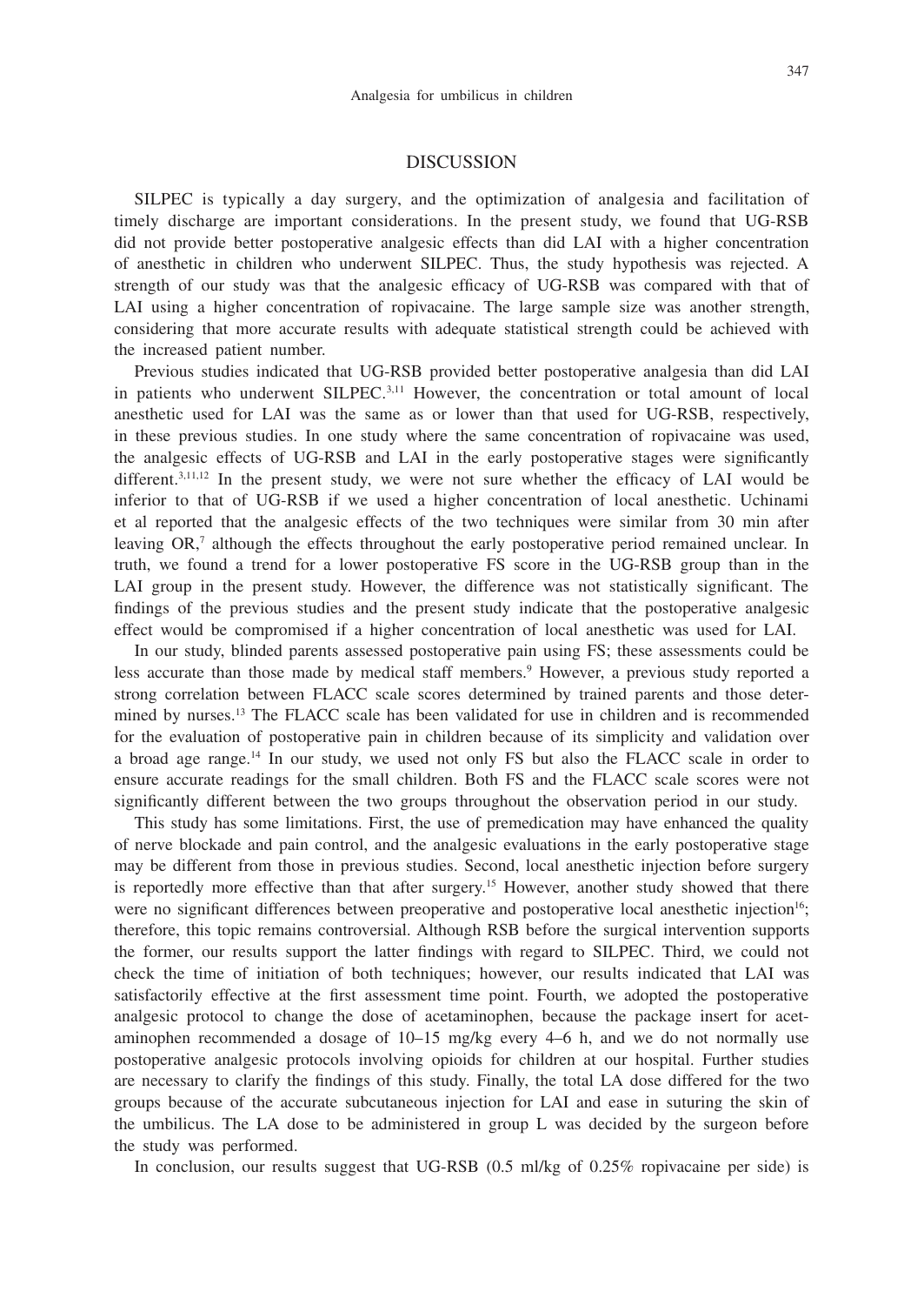## DISCUSSION

SILPEC is typically a day surgery, and the optimization of analgesia and facilitation of timely discharge are important considerations. In the present study, we found that UG-RSB did not provide better postoperative analgesic effects than did LAI with a higher concentration of anesthetic in children who underwent SILPEC. Thus, the study hypothesis was rejected. A strength of our study was that the analgesic efficacy of UG-RSB was compared with that of LAI using a higher concentration of ropivacaine. The large sample size was another strength, considering that more accurate results with adequate statistical strength could be achieved with the increased patient number.

Previous studies indicated that UG-RSB provided better postoperative analgesia than did LAI in patients who underwent SILPEC.[3,11] However, the concentration or total amount of local anesthetic used for LAI was the same as or lower than that used for UG-RSB, respectively, in these previous studies. In one study where the same concentration of ropivacaine was used, the analgesic effects of UG-RSB and LAI in the early postoperative stages were significantly different.[3,11,12] In the present study, we were not sure whether the efficacy of LAI would be inferior to that of UG-RSB if we used a higher concentration of local anesthetic. Uchinami et al reported that the analgesic effects of the two techniques were similar from 30 min after leaving OR,[7] although the effects throughout the early postoperative period remained unclear. In truth, we found a trend for a lower postoperative FS score in the UG-RSB group than in the LAI group in the present study. However, the difference was not statistically significant. The findings of the previous studies and the present study indicate that the postoperative analgesic effect would be compromised if a higher concentration of local anesthetic was used for LAI.

In our study, blinded parents assessed postoperative pain using FS; these assessments could be less accurate than those made by medical staff members.[9] However, a previous study reported a strong correlation between FLACC scale scores determined by trained parents and those determined by nurses.[13] The FLACC scale has been validated for use in children and is recommended for the evaluation of postoperative pain in children because of its simplicity and validation over a broad age range.[14] In our study, we used not only FS but also the FLACC scale in order to ensure accurate readings for the small children. Both FS and the FLACC scale scores were not significantly different between the two groups throughout the observation period in our study.

This study has some limitations. First, the use of premedication may have enhanced the quality of nerve blockade and pain control, and the analgesic evaluations in the early postoperative stage may be different from those in previous studies. Second, local anesthetic injection before surgery is reportedly more effective than that after surgery.[15] However, another study showed that there were no significant differences between preoperative and postoperative local anesthetic injection[16]; therefore, this topic remains controversial. Although RSB before the surgical intervention supports the former, our results support the latter findings with regard to SILPEC. Third, we could not check the time of initiation of both techniques; however, our results indicated that LAI was satisfactorily effective at the first assessment time point. Fourth, we adopted the postoperative analgesic protocol to change the dose of acetaminophen, because the package insert for acetaminophen recommended a dosage of 10–15 mg/kg every 4–6 h, and we do not normally use postoperative analgesic protocols involving opioids for children at our hospital. Further studies are necessary to clarify the findings of this study. Finally, the total LA dose differed for the two groups because of the accurate subcutaneous injection for LAI and ease in suturing the skin of the umbilicus. The LA dose to be administered in group L was decided by the surgeon before the study was performed.

In conclusion, our results suggest that UG-RSB (0.5 ml/kg of 0.25% ropivacaine per side) is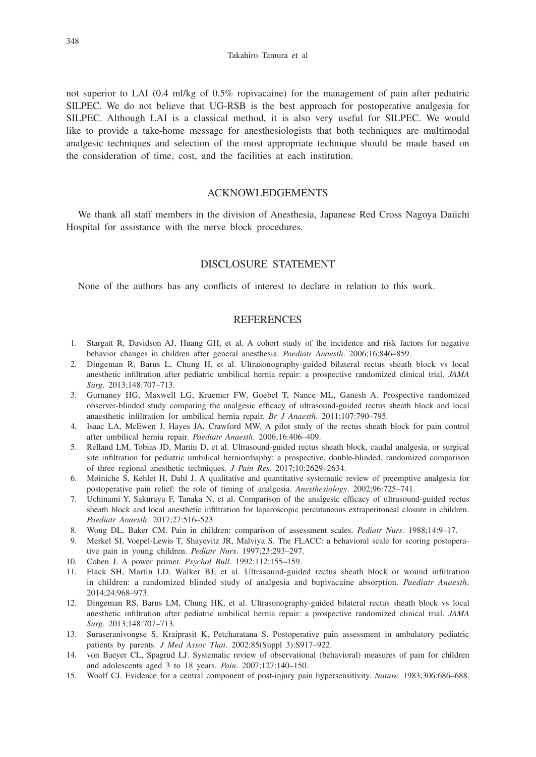not superior to LAI (0.4 ml/kg of 0.5% ropivacaine) for the management of pain after pediatric SILPEC. We do not believe that UG-RSB is the best approach for postoperative analgesia for SILPEC. Although LAI is a classical method, it is also very useful for SILPEC. We would like to provide a take-home message for anesthesiologists that both techniques are multimodal analgesic techniques and selection of the most appropriate technique should be made based on the consideration of time, cost, and the facilities at each institution.

## ACKNOWLEDGEMENTS

We thank all staff members in the division of Anesthesia, Japanese Red Cross Nagoya Daiichi Hospital for assistance with the nerve block procedures.

## DISCLOSURE STATEMENT

None of the authors has any conflicts of interest to declare in relation to this work.

## REFERENCES

1. Stargatt R, Davidson AJ, Huang GH, et al. A cohort study of the incidence and risk factors for negative behavior changes in children after general anesthesia. *Paediatr Anaesth*. 2006;16:846–859.
2. Dingeman R, Barus L, Chung H, et al. Ultrasonography-guided bilateral rectus sheath block vs local anesthetic infiltration after pediatric umbilical hernia repair: a prospective randomized clinical trial. *JAMA Surg*. 2013;148:707–713.
3. Gurnaney HG, Maxwell LG, Kraemer FW, Goebel T, Nance ML, Ganesh A. Prospective randomized observer-blinded study comparing the analgesic efficacy of ultrasound-guided rectus sheath block and local anaesthetic infiltration for umbilical hernia repair. *Br J Anaesth*. 2011;107:790–795.
4. Isaac LA, McEwen J, Hayes JA, Crawford MW. A pilot study of the rectus sheath block for pain control after umbilical hernia repair. *Paediatr Anaesth*. 2006;16:406–409.
5. Relland LM, Tobias JD, Martin D, et al. Ultrasound-guided rectus sheath block, caudal analgesia, or surgical site infiltration for pediatric umbilical herniorrhaphy: a prospective, double-blinded, randomized comparison of three regional anesthetic techniques. *J Pain Res*. 2017;10:2629–2634.
6. Møiniche S, Kehlet H, Dahl J. A qualitative and quantitative systematic review of preemptive analgesia for postoperative pain relief: the role of timing of analgesia. *Anesthesiology*. 2002;96:725–741.
7. Uchinami Y, Sakuraya F, Tanaka N, et al. Comparison of the analgesic efficacy of ultrasound-guided rectus sheath block and local anesthetic infiltration for laparoscopic percutaneous extraperitoneal closure in children. *Paediatr Anaesth*. 2017;27:516–523.
8. Wong DL, Baker CM. Pain in children: comparison of assessment scales. *Pediatr Nurs*. 1988;14:9–17.
9. Merkel SI, Voepel-Lewis T, Shayevitz JR, Malviya S. The FLACC: a behavioral scale for scoring postoperative pain in young children. *Pediatr Nurs*. 1997;23:293–297.
10. Cohen J. A power primer. *Psychol Bull*. 1992;112:155–159.
11. Flack SH, Martin LD, Walker BJ, et al. Ultrasound-guided rectus sheath block or wound infiltration in children: a randomized blinded study of analgesia and bupivacaine absorption. *Paediatr Anaesth*. 2014;24:968–973.
12. Dingeman RS, Barus LM, Chung HK, et al. Ultrasonography-guided bilateral rectus sheath block vs local anesthetic infiltration after pediatric umbilical hernia repair: a prospective randomized clinical trial. *JAMA Surg*. 2013;148:707–713.
13. Suraseranivongse S, Kraiprasit K, Petcharatana S. Postoperative pain assessment in ambulatory pediatric patients by parents. *J Med Assoc Thai*. 2002;85(Suppl 3):S917–922.
14. von Baeyer CL, Spagrud LJ. Systematic review of observational (behavioral) measures of pain for children and adolescents aged 3 to 18 years. *Pain*. 2007;127:140–150.
15. Woolf CJ. Evidence for a central component of post-injury pain hypersensitivity. *Nature*. 1983;306:686–688.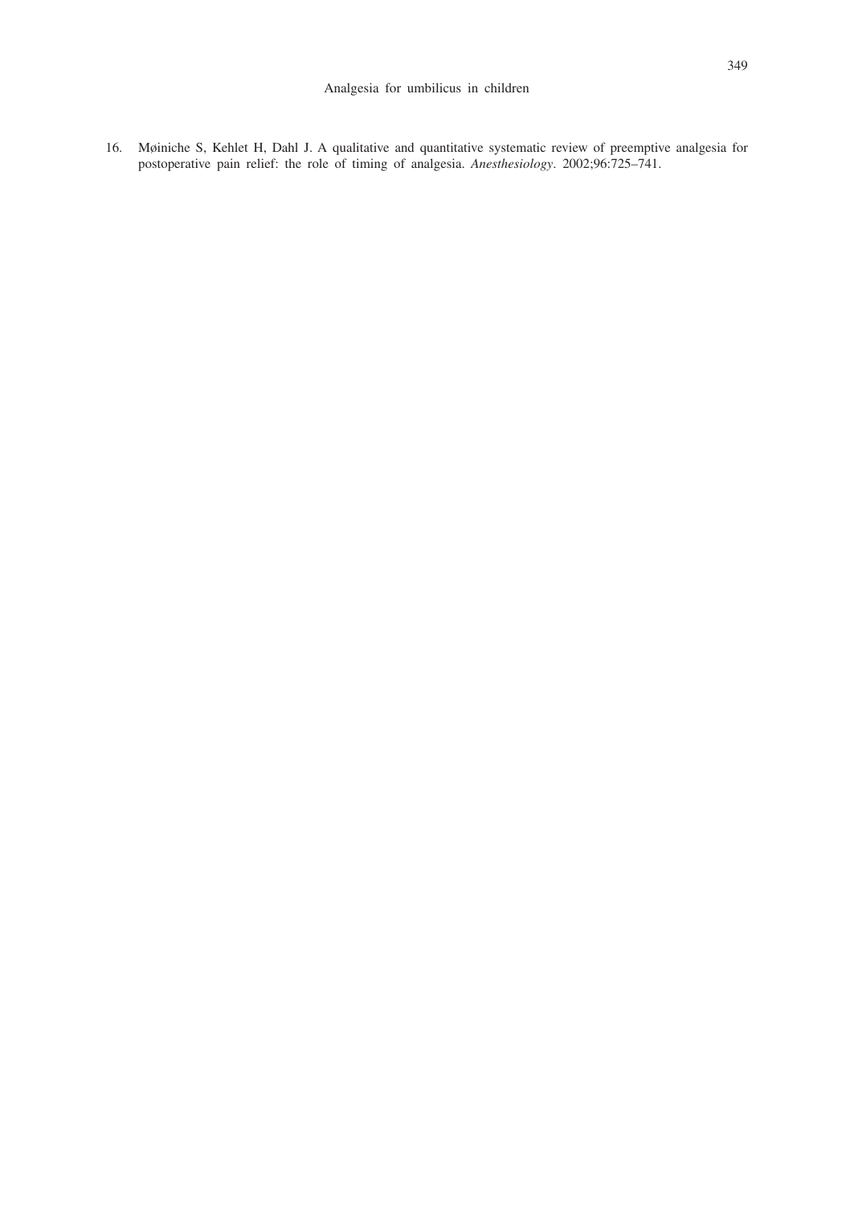16. Møiniche S, Kehlet H, Dahl J. A qualitative and quantitative systematic review of preemptive analgesia for postoperative pain relief: the role of timing of analgesia. *Anesthesiology*. 2002;96:725–741.